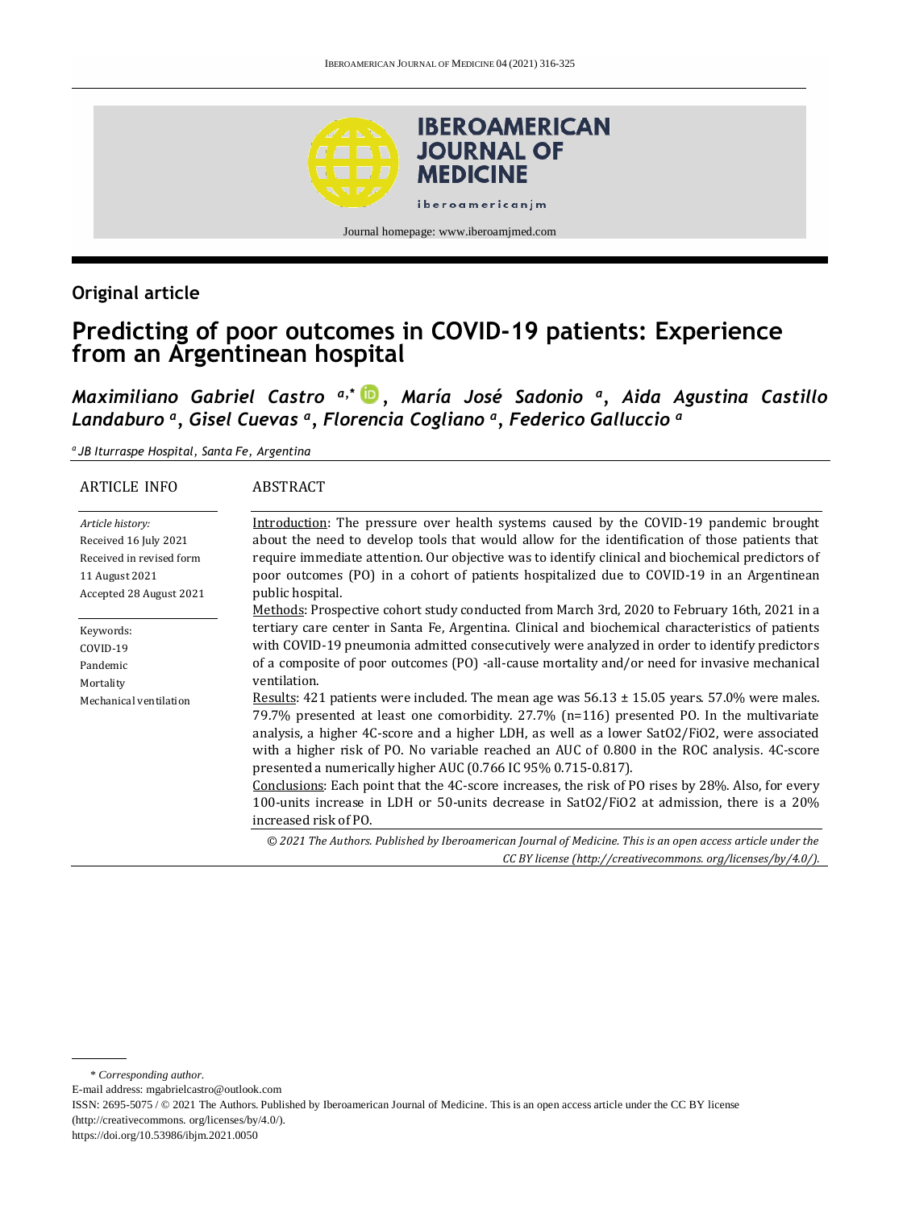## Original article

# Predicting of poor outcomes in COVID-19 patients: Experience from an Argentinean hospital

***Maximiliano Gabriel Castro*** [a,*]**, *María José Sadonio*** [a]**, *Aida Agustina Castillo Landaburo*** [a]**, *Gisel Cuevas*** [a]**, *Florencia Cogliano*** [a]**, *Federico Galluccio*** [a]

[a] *JB Iturraspe Hospital, Santa Fe, Argentina*

### ARTICLE INFO

*Article history:*
Received 16 July 2021
Received in revised form 11 August 2021
Accepted 28 August 2021

Keywords:
COVID-19
Pandemic
Mortality
Mechanical ventilation

### ABSTRACT

Introduction: The pressure over health systems caused by the COVID-19 pandemic brought about the need to develop tools that would allow for the identification of those patients that require immediate attention. Our objective was to identify clinical and biochemical predictors of poor outcomes (PO) in a cohort of patients hospitalized due to COVID-19 in an Argentinean public hospital.

Methods: Prospective cohort study conducted from March 3rd, 2020 to February 16th, 2021 in a tertiary care center in Santa Fe, Argentina. Clinical and biochemical characteristics of patients with COVID-19 pneumonia admitted consecutively were analyzed in order to identify predictors of a composite of poor outcomes (PO) -all-cause mortality and/or need for invasive mechanical ventilation.

Results: 421 patients were included. The mean age was 56.13 ± 15.05 years. 57.0% were males. 79.7% presented at least one comorbidity. 27.7% (n=116) presented PO. In the multivariate analysis, a higher 4C-score and a higher LDH, as well as a lower $SatO_2/FiO_2$, were associated with a higher risk of PO. No variable reached an AUC of 0.800 in the ROC analysis. 4C-score presented a numerically higher AUC (0.766 IC 95% 0.715-0.817).

Conclusions: Each point that the 4C-score increases, the risk of PO rises by 28%. Also, for every 100-units increase in LDH or 50-units decrease in $SatO_2/FiO_2$ at admission, there is a 20% increased risk of PO.

*© 2021 The Authors. Published by Iberoamerican Journal of Medicine. This is an open access article under the CC BY license (http://creativecommons. org/licenses/by/4.0/).*

---

\* *Corresponding author.*
E-mail address: mgabrielcastro@outlook.com
ISSN: 2695-5075 / © 2021 The Authors. Published by Iberoamerican Journal of Medicine. This is an open access article under the CC BY license (http://creativecommons. org/licenses/by/4.0/).
https://doi.org/10.53986/ibjm.2021.0050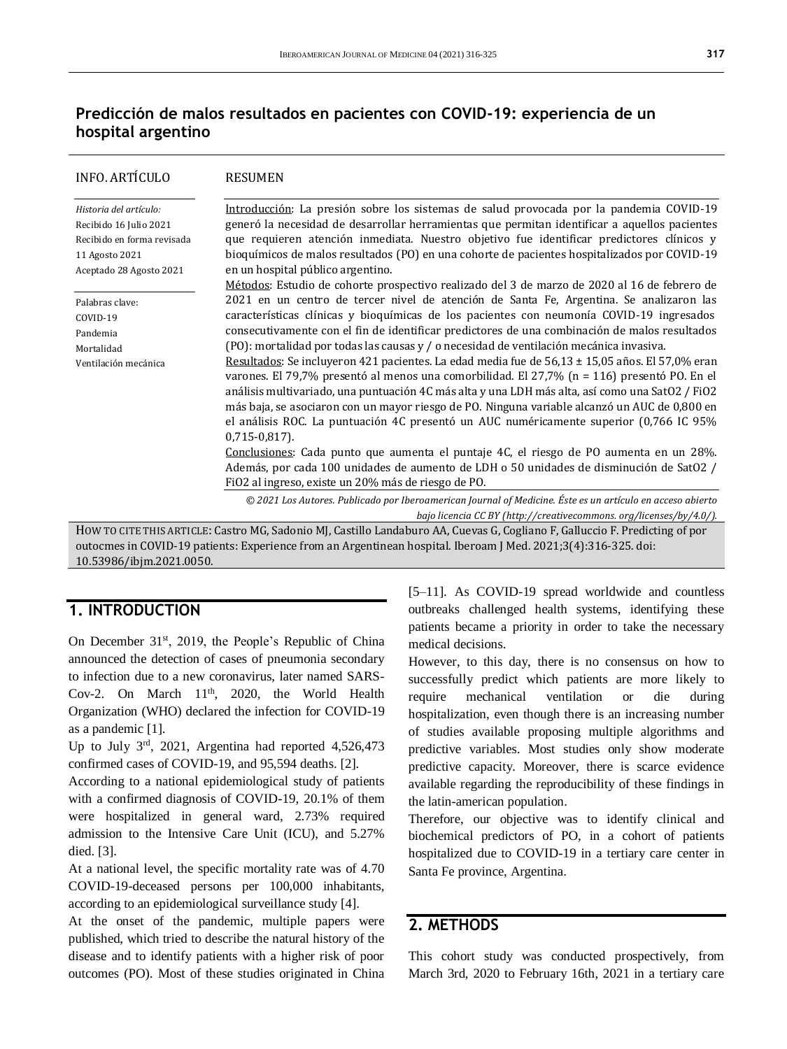## Predicción de malos resultados en pacientes con COVID-19: experiencia de un hospital argentino

**INFO. ARTÍCULO**

*Historia del artículo:*
Recibido 16 Julio 2021
Recibido en forma revisada 11 Agosto 2021
Aceptado 28 Agosto 2021

Palabras clave:
COVID-19
Pandemia
Mortalidad
Ventilación mecánica

**RESUMEN**

Introducción: La presión sobre los sistemas de salud provocada por la pandemia COVID-19 generó la necesidad de desarrollar herramientas que permitan identificar a aquellos pacientes que requieren atención inmediata. Nuestro objetivo fue identificar predictores clínicos y bioquímicos de malos resultados (PO) en una cohorte de pacientes hospitalizados por COVID-19 en un hospital público argentino.

Métodos: Estudio de cohorte prospectivo realizado del 3 de marzo de 2020 al 16 de febrero de 2021 en un centro de tercer nivel de atención de Santa Fe, Argentina. Se analizaron las características clínicas y bioquímicas de los pacientes con neumonía COVID-19 ingresados consecutivamente con el fin de identificar predictores de una combinación de malos resultados (PO): mortalidad por todas las causas y / o necesidad de ventilación mecánica invasiva.

Resultados: Se incluyeron 421 pacientes. La edad media fue de 56,13 ± 15,05 años. El 57,0% eran varones. El 79,7% presentó al menos una comorbilidad. El 27,7% (n = 116) presentó PO. En el análisis multivariado, una puntuación 4C más alta y una LDH más alta, así como una SatO2 / FiO2 más baja, se asociaron con un mayor riesgo de PO. Ninguna variable alcanzó un AUC de 0,800 en el análisis ROC. La puntuación 4C presentó un AUC numéricamente superior (0,766 IC 95% 0,715-0,817).

Conclusiones: Cada punto que aumenta el puntaje 4C, el riesgo de PO aumenta en un 28%. Además, por cada 100 unidades de aumento de LDH o 50 unidades de disminución de SatO2 / FiO2 al ingreso, existe un 20% más de riesgo de PO.

*© 2021 Los Autores. Publicado por Iberoamerican Journal of Medicine. Éste es un artículo en acceso abierto bajo licencia CC BY (http://creativecommons. org/licenses/by/4.0/).*

HOW TO CITE THIS ARTICLE: Castro MG, Sadonio MJ, Castillo Landaburo AA, Cuevas G, Cogliano F, Galluccio F. Predicting of por outocmes in COVID-19 patients: Experience from an Argentinean hospital. Iberoam J Med. 2021;3(4):316-325. doi: 10.53986/ibjm.2021.0050.

## 1. INTRODUCTION

On December 31st, 2019, the People's Republic of China announced the detection of cases of pneumonia secondary to infection due to a new coronavirus, later named SARS-Cov-2. On March 11th, 2020, the World Health Organization (WHO) declared the infection for COVID-19 as a pandemic [1].

Up to July 3rd, 2021, Argentina had reported 4,526,473 confirmed cases of COVID-19, and 95,594 deaths. [2].

According to a national epidemiological study of patients with a confirmed diagnosis of COVID-19, 20.1% of them were hospitalized in general ward, 2.73% required admission to the Intensive Care Unit (ICU), and 5.27% died. [3].

At a national level, the specific mortality rate was of 4.70 COVID-19-deceased persons per 100,000 inhabitants, according to an epidemiological surveillance study [4].

At the onset of the pandemic, multiple papers were published, which tried to describe the natural history of the disease and to identify patients with a higher risk of poor outcomes (PO). Most of these studies originated in China [5–11]. As COVID-19 spread worldwide and countless outbreaks challenged health systems, identifying these patients became a priority in order to take the necessary medical decisions.

However, to this day, there is no consensus on how to successfully predict which patients are more likely to require mechanical ventilation or die during hospitalization, even though there is an increasing number of studies available proposing multiple algorithms and predictive variables. Most studies only show moderate predictive capacity. Moreover, there is scarce evidence available regarding the reproducibility of these findings in the latin-american population.

Therefore, our objective was to identify clinical and biochemical predictors of PO, in a cohort of patients hospitalized due to COVID-19 in a tertiary care center in Santa Fe province, Argentina.

## 2. METHODS

This cohort study was conducted prospectively, from March 3rd, 2020 to February 16th, 2021 in a tertiary care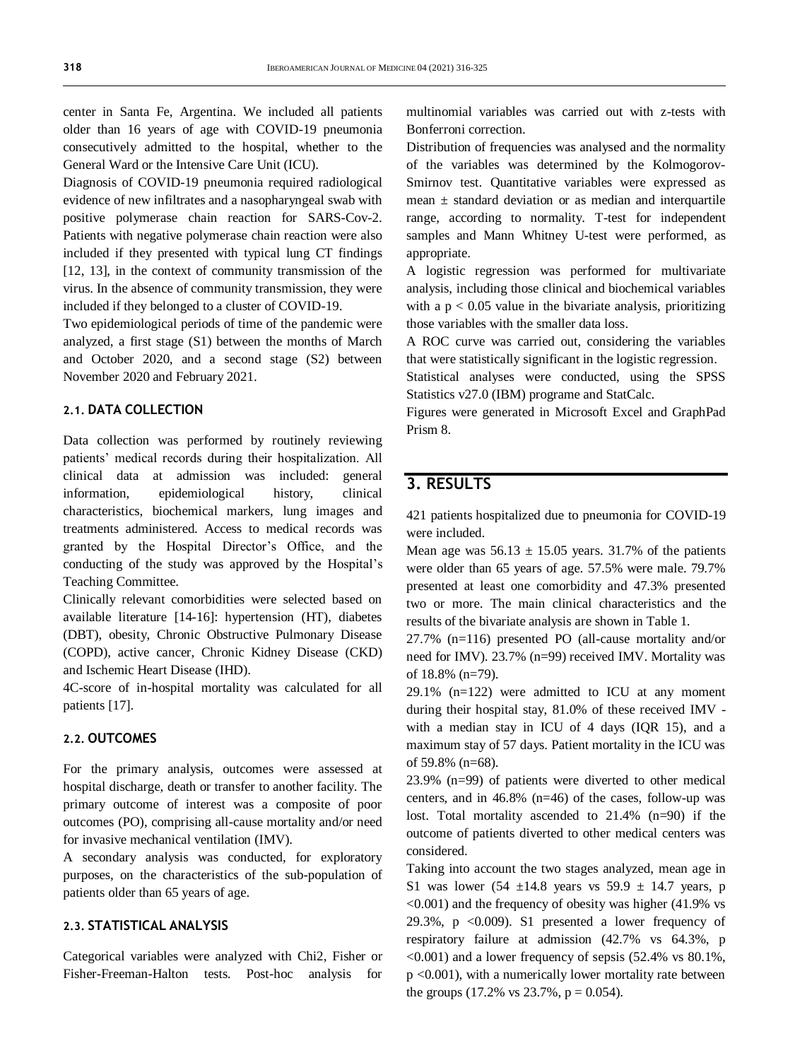center in Santa Fe, Argentina. We included all patients older than 16 years of age with COVID-19 pneumonia consecutively admitted to the hospital, whether to the General Ward or the Intensive Care Unit (ICU).

Diagnosis of COVID-19 pneumonia required radiological evidence of new infiltrates and a nasopharyngeal swab with positive polymerase chain reaction for SARS-Cov-2. Patients with negative polymerase chain reaction were also included if they presented with typical lung CT findings [12, 13], in the context of community transmission of the virus. In the absence of community transmission, they were included if they belonged to a cluster of COVID-19.

Two epidemiological periods of time of the pandemic were analyzed, a first stage (S1) between the months of March and October 2020, and a second stage (S2) between November 2020 and February 2021.

### 2.1. DATA COLLECTION

Data collection was performed by routinely reviewing patients' medical records during their hospitalization. All clinical data at admission was included: general information, epidemiological history, clinical characteristics, biochemical markers, lung images and treatments administered. Access to medical records was granted by the Hospital Director's Office, and the conducting of the study was approved by the Hospital's Teaching Committee.

Clinically relevant comorbidities were selected based on available literature [14-16]: hypertension (HT), diabetes (DBT), obesity, Chronic Obstructive Pulmonary Disease (COPD), active cancer, Chronic Kidney Disease (CKD) and Ischemic Heart Disease (IHD).

4C-score of in-hospital mortality was calculated for all patients [17].

### 2.2. OUTCOMES

For the primary analysis, outcomes were assessed at hospital discharge, death or transfer to another facility. The primary outcome of interest was a composite of poor outcomes (PO), comprising all-cause mortality and/or need for invasive mechanical ventilation (IMV).

A secondary analysis was conducted, for exploratory purposes, on the characteristics of the sub-population of patients older than 65 years of age.

### 2.3. STATISTICAL ANALYSIS

Categorical variables were analyzed with Chi2, Fisher or Fisher-Freeman-Halton tests. Post-hoc analysis for multinomial variables was carried out with z-tests with Bonferroni correction.

Distribution of frequencies was analysed and the normality of the variables was determined by the Kolmogorov-Smirnov test. Quantitative variables were expressed as mean ± standard deviation or as median and interquartile range, according to normality. T-test for independent samples and Mann Whitney U-test were performed, as appropriate.

A logistic regression was performed for multivariate analysis, including those clinical and biochemical variables with a $p < 0.05$ value in the bivariate analysis, prioritizing those variables with the smaller data loss.

A ROC curve was carried out, considering the variables that were statistically significant in the logistic regression.

Statistical analyses were conducted, using the SPSS Statistics v27.0 (IBM) programe and StatCalc.

Figures were generated in Microsoft Excel and GraphPad Prism 8.

## 3. RESULTS

421 patients hospitalized due to pneumonia for COVID-19 were included.

Mean age was 56.13 ± 15.05 years. 31.7% of the patients were older than 65 years of age. 57.5% were male. 79.7% presented at least one comorbidity and 47.3% presented two or more. The main clinical characteristics and the results of the bivariate analysis are shown in Table 1.

27.7% (n=116) presented PO (all-cause mortality and/or need for IMV). 23.7% (n=99) received IMV. Mortality was of 18.8% (n=79).

29.1% (n=122) were admitted to ICU at any moment during their hospital stay, 81.0% of these received IMV - with a median stay in ICU of 4 days (IQR 15), and a maximum stay of 57 days. Patient mortality in the ICU was of 59.8% (n=68).

23.9% (n=99) of patients were diverted to other medical centers, and in 46.8% (n=46) of the cases, follow-up was lost. Total mortality ascended to 21.4% (n=90) if the outcome of patients diverted to other medical centers was considered.

Taking into account the two stages analyzed, mean age in S1 was lower (54 ±14.8 years vs 59.9 ± 14.7 years, $p < 0.001$) and the frequency of obesity was higher (41.9% vs 29.3%, $p < 0.009$). S1 presented a lower frequency of respiratory failure at admission (42.7% vs 64.3%, $p < 0.001$) and a lower frequency of sepsis (52.4% vs 80.1%, $p < 0.001$), with a numerically lower mortality rate between the groups (17.2% vs 23.7%, $p = 0.054$).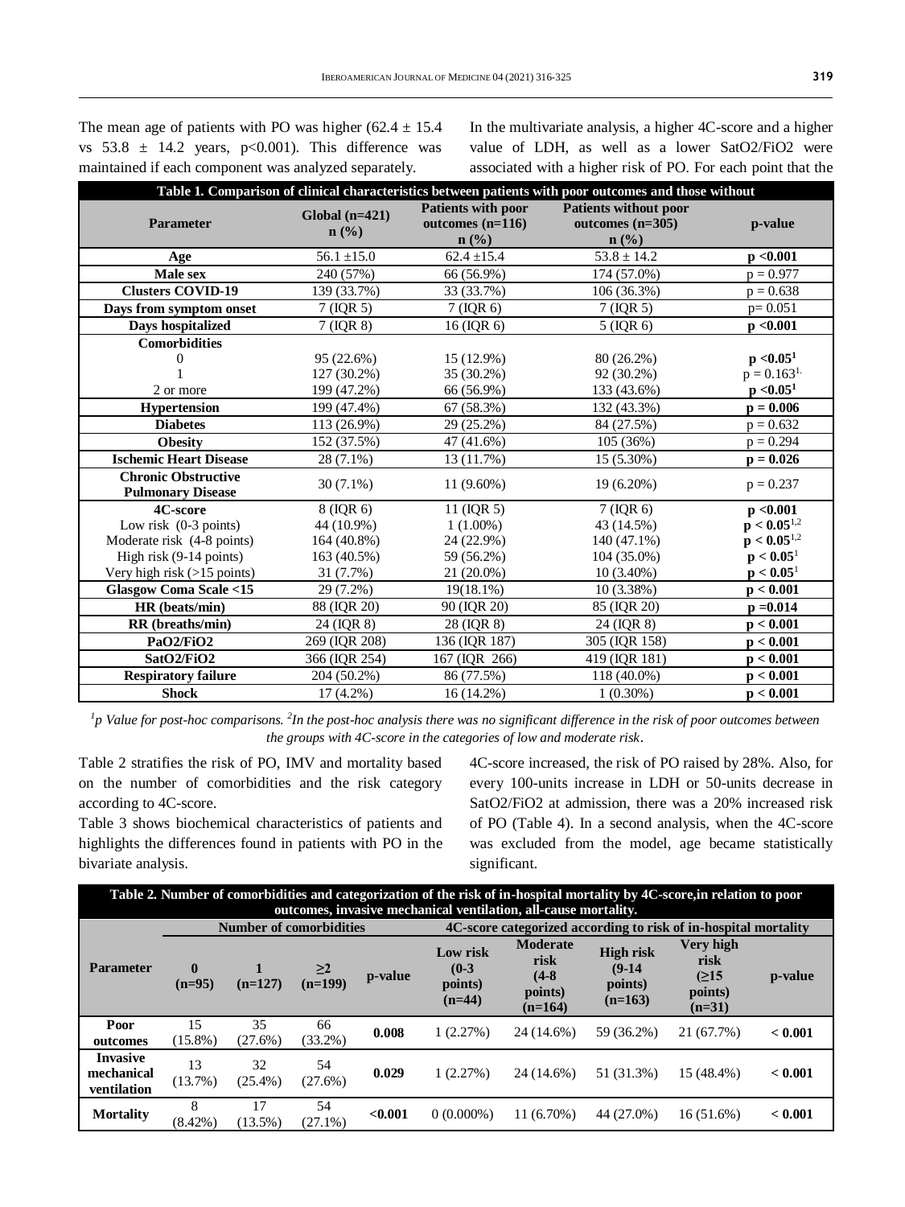The mean age of patients with PO was higher (62.4 ± 15.4 vs 53.8 ± 14.2 years, $p<0.001$). This difference was maintained if each component was analyzed separately.

In the multivariate analysis, a higher 4C-score and a higher value of LDH, as well as a lower SatO2/FiO2 were associated with a higher risk of PO. For each point that the 4C-score increased, the risk of PO raised by 28%. Also, for every 100-units increase in LDH or 50-units decrease in SatO2/FiO2 at admission, there was a 20% increased risk of PO (Table 4). In a second analysis, when the 4C-score was excluded from the model, age became statistically significant.

**Table 1. Comparison of clinical characteristics between patients with poor outcomes and those without**

| Parameter | Global (n=421) n (%) | Patients with poor outcomes (n=116) n (%) | Patients without poor outcomes (n=305) n (%) | p-value |
|---|---|---|---|---|
| **Age** | 56.1 ±15.0 | 62.4 ±15.4 | 53.8 ± 14.2 | **p <0.001** |
| **Male sex** | 240 (57%) | 66 (56.9%) | 174 (57.0%) | p = 0.977 |
| **Clusters COVID-19** | 139 (33.7%) | 33 (33.7%) | 106 (36.3%) | p = 0.638 |
| **Days from symptom onset** | 7 (IQR 5) | 7 (IQR 6) | 7 (IQR 5) | p= 0.051 |
| **Days hospitalized** | 7 (IQR 8) | 16 (IQR 6) | 5 (IQR 6) | **p <0.001** |
| **Comorbidities** | | | | |
| 0 | 95 (22.6%) | 15 (12.9%) | 80 (26.2%) | **p <0.05[1]** |
| 1 | 127 (30.2%) | 35 (30.2%) | 92 (30.2%) | p = 0.163[1]. |
| 2 or more | 199 (47.2%) | 66 (56.9%) | 133 (43.6%) | **p <0.05[1]** |
| **Hypertension** | 199 (47.4%) | 67 (58.3%) | 132 (43.3%) | **p = 0.006** |
| **Diabetes** | 113 (26.9%) | 29 (25.2%) | 84 (27.5%) | p = 0.632 |
| **Obesity** | 152 (37.5%) | 47 (41.6%) | 105 (36%) | p = 0.294 |
| **Ischemic Heart Disease** | 28 (7.1%) | 13 (11.7%) | 15 (5.30%) | **p = 0.026** |
| **Chronic Obstructive Pulmonary Disease** | 30 (7.1%) | 11 (9.60%) | 19 (6.20%) | p = 0.237 |
| **4C-score** | 8 (IQR 6) | 11 (IQR 5) | 7 (IQR 6) | **p <0.001** |
| Low risk (0-3 points) | 44 (10.9%) | 1 (1.00%) | 43 (14.5%) | **p < 0.05[1,2]** |
| Moderate risk (4-8 points) | 164 (40.8%) | 24 (22.9%) | 140 (47.1%) | **p < 0.05[1,2]** |
| High risk (9-14 points) | 163 (40.5%) | 59 (56.2%) | 104 (35.0%) | **p < 0.05[1]** |
| Very high risk (>15 points) | 31 (7.7%) | 21 (20.0%) | 10 (3.40%) | **p < 0.05[1]** |
| **Glasgow Coma Scale <15** | 29 (7.2%) | 19(18.1%) | 10 (3.38%) | **p < 0.001** |
| **HR (beats/min)** | 88 (IQR 20) | 90 (IQR 20) | 85 (IQR 20) | **p =0.014** |
| **RR (breaths/min)** | 24 (IQR 8) | 28 (IQR 8) | 24 (IQR 8) | **p < 0.001** |
| **PaO2/FiO2** | 269 (IQR 208) | 136 (IQR 187) | 305 (IQR 158) | **p < 0.001** |
| **SatO2/FiO2** | 366 (IQR 254) | 167 (IQR 266) | 419 (IQR 181) | **p < 0.001** |
| **Respiratory failure** | 204 (50.2%) | 86 (77.5%) | 118 (40.0%) | **p < 0.001** |
| **Shock** | 17 (4.2%) | 16 (14.2%) | 1 (0.30%) | **p < 0.001** |

*[1]p Value for post-hoc comparisons. [2]In the post-hoc analysis there was no significant difference in the risk of poor outcomes between the groups with 4C-score in the categories of low and moderate risk.*

Table 2 stratifies the risk of PO, IMV and mortality based on the number of comorbidities and the risk category according to 4C-score.

Table 3 shows biochemical characteristics of patients and highlights the differences found in patients with PO in the bivariate analysis.

**Table 2. Number of comorbidities and categorization of the risk of in-hospital mortality by 4C-score,in relation to poor outcomes, invasive mechanical ventilation, all-cause mortality.**

| | Number of comorbidities | | | | 4C-score categorized according to risk of in-hospital mortality | | | | |
|---|---|---|---|---|---|---|---|---|---|
| **Parameter** | **0 (n=95)** | **1 (n=127)** | **≥2 (n=199)** | **p-value** | **Low risk (0-3 points) (n=44)** | **Moderate risk (4-8 points) (n=164)** | **High risk (9-14 points) (n=163)** | **Very high risk (≥15 points) (n=31)** | **p-value** |
| **Poor outcomes** | 15 (15.8%) | 35 (27.6%) | 66 (33.2%) | **0.008** | 1 (2.27%) | 24 (14.6%) | 59 (36.2%) | 21 (67.7%) | **< 0.001** |
| **Invasive mechanical ventilation** | 13 (13.7%) | 32 (25.4%) | 54 (27.6%) | **0.029** | 1 (2.27%) | 24 (14.6%) | 51 (31.3%) | 15 (48.4%) | **< 0.001** |
| **Mortality** | 8 (8.42%) | 17 (13.5%) | 54 (27.1%) | **<0.001** | 0 (0.000%) | 11 (6.70%) | 44 (27.0%) | 16 (51.6%) | **< 0.001** |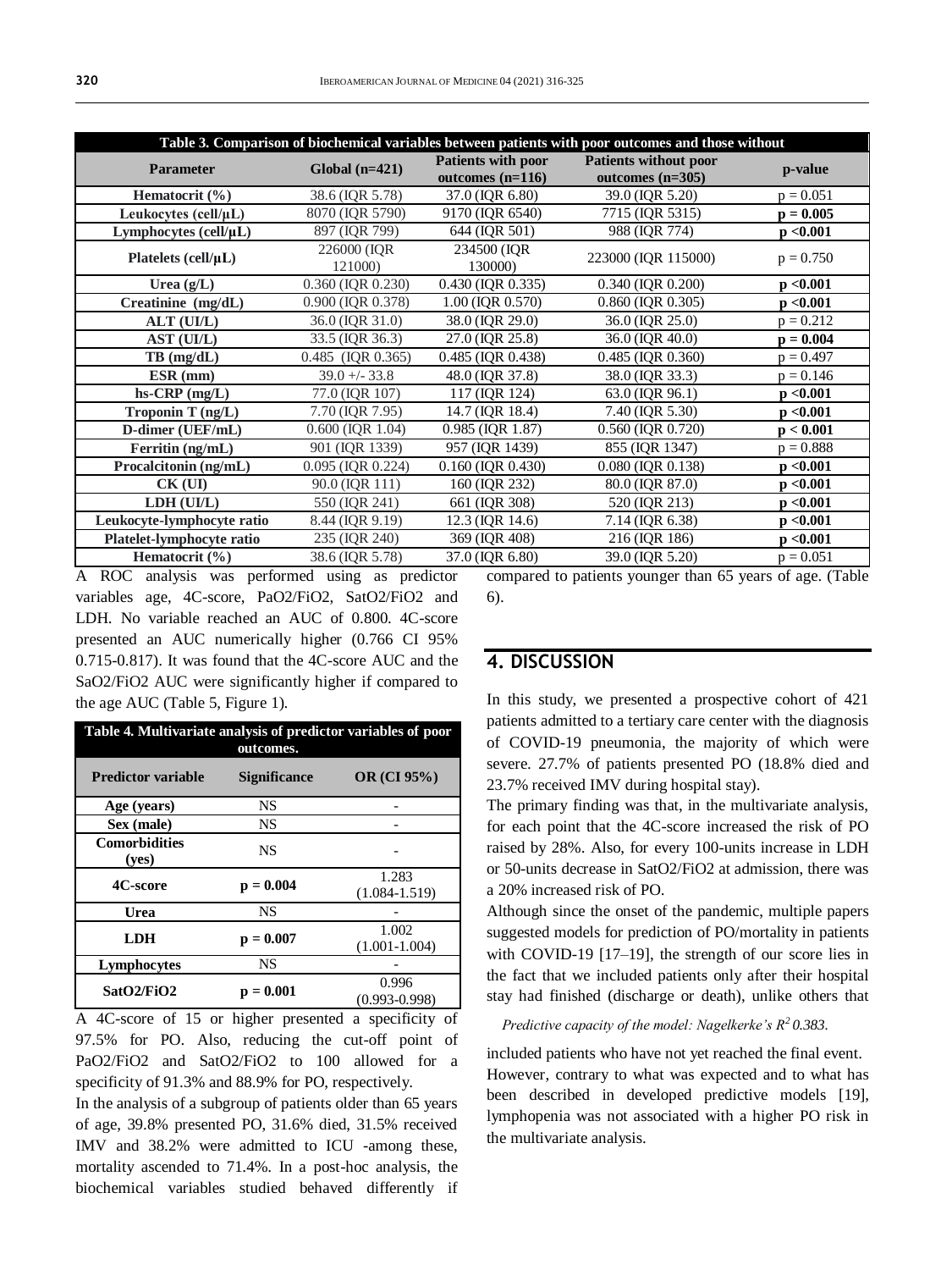**Table 3. Comparison of biochemical variables between patients with poor outcomes and those without**

| Parameter | Global (n=421) | Patients with poor outcomes (n=116) | Patients without poor outcomes (n=305) | p-value |
|---|---|---|---|---|
| **Hematocrit (%)** | 38.6 (IQR 5.78) | 37.0 (IQR 6.80) | 39.0 (IQR 5.20) | p = 0.051 |
| **Leukocytes (cell/µL)** | 8070 (IQR 5790) | 9170 (IQR 6540) | 7715 (IQR 5315) | **p = 0.005** |
| **Lymphocytes (cell/µL)** | 897 (IQR 799) | 644 (IQR 501) | 988 (IQR 774) | **p <0.001** |
| **Platelets (cell/µL)** | 226000 (IQR 121000) | 234500 (IQR 130000) | 223000 (IQR 115000) | p = 0.750 |
| **Urea (g/L)** | 0.360 (IQR 0.230) | 0.430 (IQR 0.335) | 0.340 (IQR 0.200) | **p <0.001** |
| **Creatinine (mg/dL)** | 0.900 (IQR 0.378) | 1.00 (IQR 0.570) | 0.860 (IQR 0.305) | **p <0.001** |
| **ALT (UI/L)** | 36.0 (IQR 31.0) | 38.0 (IQR 29.0) | 36.0 (IQR 25.0) | p = 0.212 |
| **AST (UI/L)** | 33.5 (IQR 36.3) | 27.0 (IQR 25.8) | 36.0 (IQR 40.0) | **p = 0.004** |
| **TB (mg/dL)** | 0.485 (IQR 0.365) | 0.485 (IQR 0.438) | 0.485 (IQR 0.360) | p = 0.497 |
| **ESR (mm)** | 39.0 +/- 33.8 | 48.0 (IQR 37.8) | 38.0 (IQR 33.3) | p = 0.146 |
| **hs-CRP (mg/L)** | 77.0 (IQR 107) | 117 (IQR 124) | 63.0 (IQR 96.1) | **p <0.001** |
| **Troponin T (ng/L)** | 7.70 (IQR 7.95) | 14.7 (IQR 18.4) | 7.40 (IQR 5.30) | **p <0.001** |
| **D-dimer (UEF/mL)** | 0.600 (IQR 1.04) | 0.985 (IQR 1.87) | 0.560 (IQR 0.720) | **p < 0.001** |
| **Ferritin (ng/mL)** | 901 (IQR 1339) | 957 (IQR 1439) | 855 (IQR 1347) | p = 0.888 |
| **Procalcitonin (ng/mL)** | 0.095 (IQR 0.224) | 0.160 (IQR 0.430) | 0.080 (IQR 0.138) | **p <0.001** |
| **CK (UI)** | 90.0 (IQR 111) | 160 (IQR 232) | 80.0 (IQR 87.0) | **p <0.001** |
| **LDH (UI/L)** | 550 (IQR 241) | 661 (IQR 308) | 520 (IQR 213) | **p <0.001** |
| **Leukocyte-lymphocyte ratio** | 8.44 (IQR 9.19) | 12.3 (IQR 14.6) | 7.14 (IQR 6.38) | **p <0.001** |
| **Platelet-lymphocyte ratio** | 235 (IQR 240) | 369 (IQR 408) | 216 (IQR 186) | **p <0.001** |
| **Hematocrit (%)** | 38.6 (IQR 5.78) | 37.0 (IQR 6.80) | 39.0 (IQR 5.20) | p = 0.051 |

A ROC analysis was performed using as predictor variables age, 4C-score, PaO2/FiO2, SatO2/FiO2 and LDH. No variable reached an AUC of 0.800. 4C-score presented an AUC numerically higher (0.766 CI 95% 0.715-0.817). It was found that the 4C-score AUC and the SaO2/FiO2 AUC were significantly higher if compared to the age AUC (Table 5, Figure 1).

**Table 4. Multivariate analysis of predictor variables of poor outcomes.**

| Predictor variable | Significance | OR (CI 95%) |
|---|---|---|
| **Age (years)** | NS | - |
| **Sex (male)** | NS | - |
| **Comorbidities (yes)** | NS | - |
| **4C-score** | **p = 0.004** | 1.283 (1.084-1.519) |
| **Urea** | NS | - |
| **LDH** | **p = 0.007** | 1.002 (1.001-1.004) |
| **Lymphocytes** | NS | - |
| **SatO2/FiO2** | **p = 0.001** | 0.996 (0.993-0.998) |

*Predictive capacity of the model: Nagelkerke's $R^2$ 0.383.*

A 4C-score of 15 or higher presented a specificity of 97.5% for PO. Also, reducing the cut-off point of PaO2/FiO2 and SatO2/FiO2 to 100 allowed for a specificity of 91.3% and 88.9% for PO, respectively.

In the analysis of a subgroup of patients older than 65 years of age, 39.8% presented PO, 31.6% died, 31.5% received IMV and 38.2% were admitted to ICU -among these, mortality ascended to 71.4%. In a post-hoc analysis, the biochemical variables studied behaved differently if compared to patients younger than 65 years of age. (Table 6).

## 4. DISCUSSION

In this study, we presented a prospective cohort of 421 patients admitted to a tertiary care center with the diagnosis of COVID-19 pneumonia, the majority of which were severe. 27.7% of patients presented PO (18.8% died and 23.7% received IMV during hospital stay).

The primary finding was that, in the multivariate analysis, for each point that the 4C-score increased the risk of PO raised by 28%. Also, for every 100-units increase in LDH or 50-units decrease in SatO2/FiO2 at admission, there was a 20% increased risk of PO.

Although since the onset of the pandemic, multiple papers suggested models for prediction of PO/mortality in patients with COVID-19 [17–19], the strength of our score lies in the fact that we included patients only after their hospital stay had finished (discharge or death), unlike others that included patients who have not yet reached the final event.

However, contrary to what was expected and to what has been described in developed predictive models [19], lymphopenia was not associated with a higher PO risk in the multivariate analysis.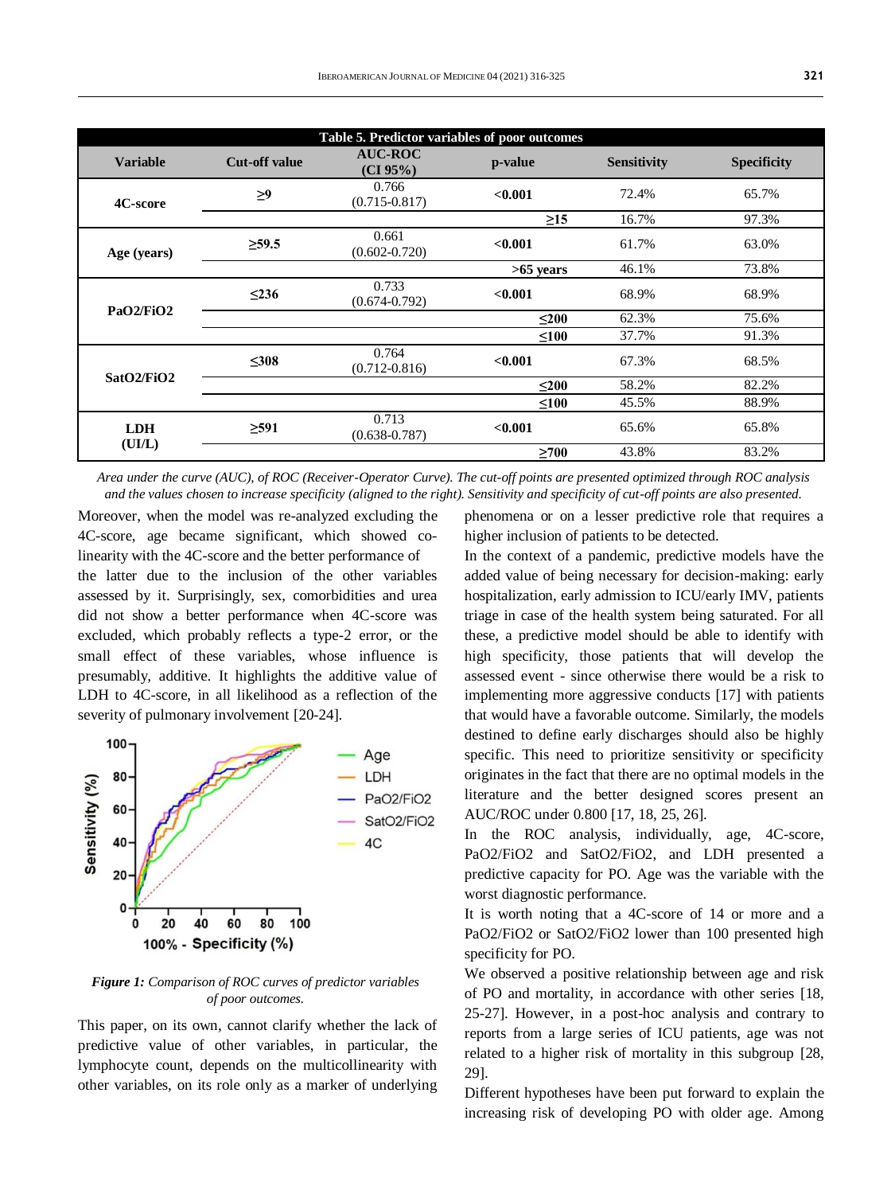**Table 5. Predictor variables of poor outcomes**

| Variable | Cut-off value | AUC-ROC (CI 95%) | p-value | Sensitivity | Specificity |
|---|---|---|---|---|---|
| 4C-score | ≥9 | 0.766 (0.715-0.817) | <0.001 | 72.4% | 65.7% |
| | | | ≥15 | 16.7% | 97.3% |
| Age (years) | ≥59.5 | 0.661 (0.602-0.720) | <0.001 | 61.7% | 63.0% |
| | | | >65 years | 46.1% | 73.8% |
| PaO2/FiO2 | ≤236 | 0.733 (0.674-0.792) | <0.001 | 68.9% | 68.9% |
| | | | ≤200 | 62.3% | 75.6% |
| | | | ≤100 | 37.7% | 91.3% |
| SatO2/FiO2 | ≤308 | 0.764 (0.712-0.816) | <0.001 | 67.3% | 68.5% |
| | | | ≤200 | 58.2% | 82.2% |
| | | | ≤100 | 45.5% | 88.9% |
| LDH (UI/L) | ≥591 | 0.713 (0.638-0.787) | <0.001 | 65.6% | 65.8% |
| | | | ≥700 | 43.8% | 83.2% |

*Area under the curve (AUC), of ROC (Receiver-Operator Curve). The cut-off points are presented optimized through ROC analysis and the values chosen to increase specificity (aligned to the right). Sensitivity and specificity of cut-off points are also presented.*

Moreover, when the model was re-analyzed excluding the 4C-score, age became significant, which showed co-linearity with the 4C-score and the better performance of the latter due to the inclusion of the other variables assessed by it. Surprisingly, sex, comorbidities and urea did not show a better performance when 4C-score was excluded, which probably reflects a type-2 error, or the small effect of these variables, whose influence is presumably, additive. It highlights the additive value of LDH to 4C-score, in all likelihood as a reflection of the severity of pulmonary involvement [20-24].

*Figure 1: Comparison of ROC curves of predictor variables of poor outcomes.*

This paper, on its own, cannot clarify whether the lack of predictive value of other variables, in particular, the lymphocyte count, depends on the multicollinearity with other variables, on its role only as a marker of underlying phenomena or on a lesser predictive role that requires a higher inclusion of patients to be detected.

In the context of a pandemic, predictive models have the added value of being necessary for decision-making: early hospitalization, early admission to ICU/early IMV, patients triage in case of the health system being saturated. For all these, a predictive model should be able to identify with high specificity, those patients that will develop the assessed event - since otherwise there would be a risk to implementing more aggressive conducts [17] with patients that would have a favorable outcome. Similarly, the models destined to define early discharges should also be highly specific. This need to prioritize sensitivity or specificity originates in the fact that there are no optimal models in the literature and the better designed scores present an AUC/ROC under 0.800 [17, 18, 25, 26].

In the ROC analysis, individually, age, 4C-score, PaO2/FiO2 and SatO2/FiO2, and LDH presented a predictive capacity for PO. Age was the variable with the worst diagnostic performance.

It is worth noting that a 4C-score of 14 or more and a PaO2/FiO2 or SatO2/FiO2 lower than 100 presented high specificity for PO.

We observed a positive relationship between age and risk of PO and mortality, in accordance with other series [18, 25-27]. However, in a post-hoc analysis and contrary to reports from a large series of ICU patients, age was not related to a higher risk of mortality in this subgroup [28, 29].

Different hypotheses have been put forward to explain the increasing risk of developing PO with older age. Among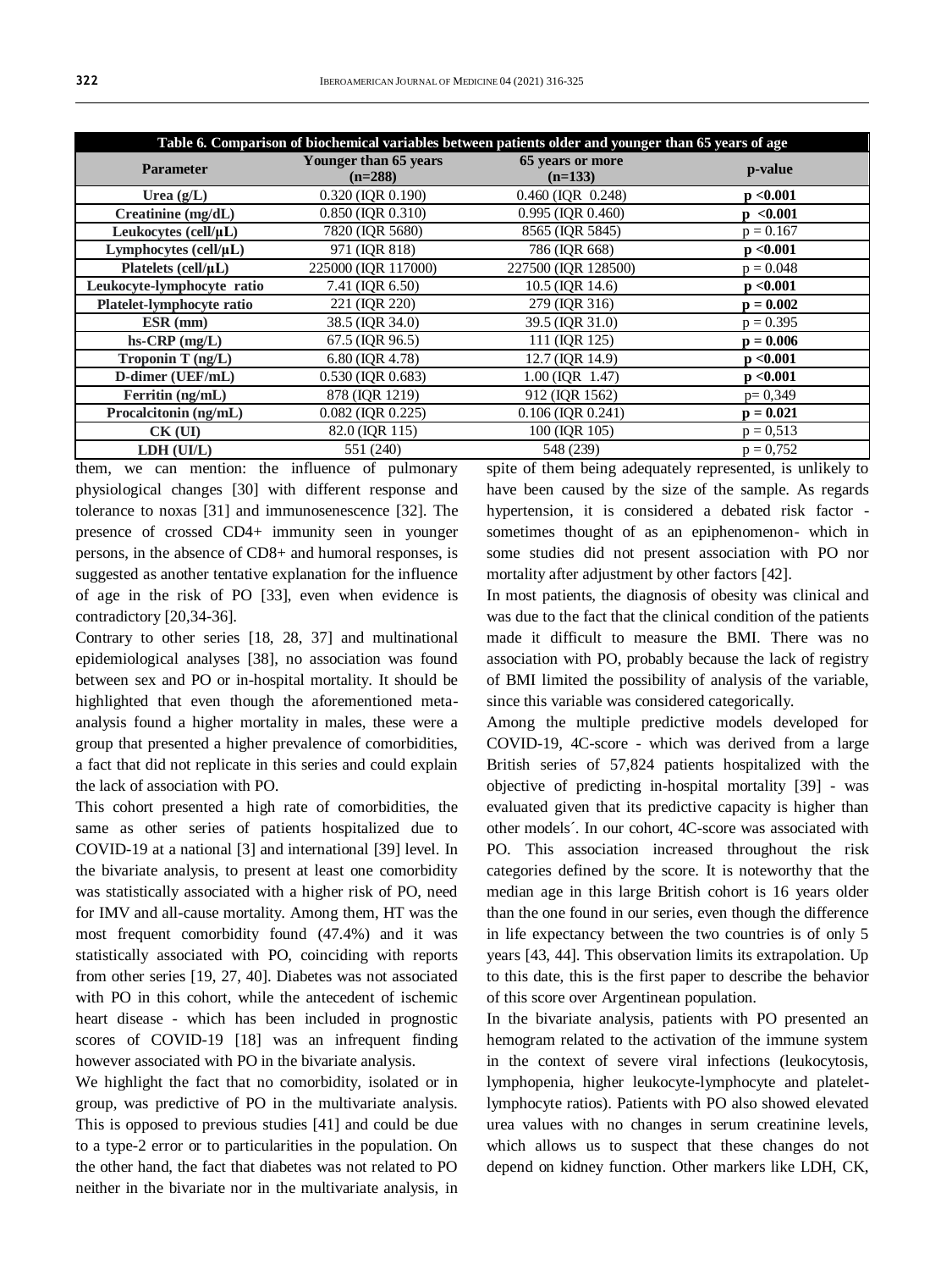| Table 6. Comparison of biochemical variables between patients older and younger than 65 years of age | | | |
|---|---|---|---|
| **Parameter** | **Younger than 65 years (n=288)** | **65 years or more (n=133)** | **p-value** |
| **Urea (g/L)** | 0.320 (IQR 0.190) | 0.460 (IQR 0.248) | **p <0.001** |
| **Creatinine (mg/dL)** | 0.850 (IQR 0.310) | 0.995 (IQR 0.460) | **p <0.001** |
| **Leukocytes (cell/µL)** | 7820 (IQR 5680) | 8565 (IQR 5845) | p = 0.167 |
| **Lymphocytes (cell/µL)** | 971 (IQR 818) | 786 (IQR 668) | **p <0.001** |
| **Platelets (cell/µL)** | 225000 (IQR 117000) | 227500 (IQR 128500) | p = 0.048 |
| **Leukocyte-lymphocyte ratio** | 7.41 (IQR 6.50) | 10.5 (IQR 14.6) | **p <0.001** |
| **Platelet-lymphocyte ratio** | 221 (IQR 220) | 279 (IQR 316) | **p = 0.002** |
| **ESR (mm)** | 38.5 (IQR 34.0) | 39.5 (IQR 31.0) | p = 0.395 |
| **hs-CRP (mg/L)** | 67.5 (IQR 96.5) | 111 (IQR 125) | **p = 0.006** |
| **Troponin T (ng/L)** | 6.80 (IQR 4.78) | 12.7 (IQR 14.9) | **p <0.001** |
| **D-dimer (UEF/mL)** | 0.530 (IQR 0.683) | 1.00 (IQR 1.47) | **p <0.001** |
| **Ferritin (ng/mL)** | 878 (IQR 1219) | 912 (IQR 1562) | p= 0,349 |
| **Procalcitonin (ng/mL)** | 0.082 (IQR 0.225) | 0.106 (IQR 0.241) | **p = 0.021** |
| **CK (UI)** | 82.0 (IQR 115) | 100 (IQR 105) | p = 0,513 |
| **LDH (UI/L)** | 551 (240) | 548 (239) | p = 0,752 |

them, we can mention: the influence of pulmonary physiological changes [30] with different response and tolerance to noxas [31] and immunosenescence [32]. The presence of crossed CD4+ immunity seen in younger persons, in the absence of CD8+ and humoral responses, is suggested as another tentative explanation for the influence of age in the risk of PO [33], even when evidence is contradictory [20,34-36].

Contrary to other series [18, 28, 37] and multinational epidemiological analyses [38], no association was found between sex and PO or in-hospital mortality. It should be highlighted that even though the aforementioned meta-analysis found a higher mortality in males, these were a group that presented a higher prevalence of comorbidities, a fact that did not replicate in this series and could explain the lack of association with PO.

This cohort presented a high rate of comorbidities, the same as other series of patients hospitalized due to COVID-19 at a national [3] and international [39] level. In the bivariate analysis, to present at least one comorbidity was statistically associated with a higher risk of PO, need for IMV and all-cause mortality. Among them, HT was the most frequent comorbidity found (47.4%) and it was statistically associated with PO, coinciding with reports from other series [19, 27, 40]. Diabetes was not associated with PO in this cohort, while the antecedent of ischemic heart disease - which has been included in prognostic scores of COVID-19 [18] was an infrequent finding however associated with PO in the bivariate analysis.

We highlight the fact that no comorbidity, isolated or in group, was predictive of PO in the multivariate analysis. This is opposed to previous studies [41] and could be due to a type-2 error or to particularities in the population. On the other hand, the fact that diabetes was not related to PO neither in the bivariate nor in the multivariate analysis, in spite of them being adequately represented, is unlikely to have been caused by the size of the sample. As regards hypertension, it is considered a debated risk factor - sometimes thought of as an epiphenomenon- which in some studies did not present association with PO nor mortality after adjustment by other factors [42].

In most patients, the diagnosis of obesity was clinical and was due to the fact that the clinical condition of the patients made it difficult to measure the BMI. There was no association with PO, probably because the lack of registry of BMI limited the possibility of analysis of the variable, since this variable was considered categorically.

Among the multiple predictive models developed for COVID-19, 4C-score - which was derived from a large British series of 57,824 patients hospitalized with the objective of predicting in-hospital mortality [39] - was evaluated given that its predictive capacity is higher than other models´. In our cohort, 4C-score was associated with PO. This association increased throughout the risk categories defined by the score. It is noteworthy that the median age in this large British cohort is 16 years older than the one found in our series, even though the difference in life expectancy between the two countries is of only 5 years [43, 44]. This observation limits its extrapolation. Up to this date, this is the first paper to describe the behavior of this score over Argentinean population.

In the bivariate analysis, patients with PO presented an hemogram related to the activation of the immune system in the context of severe viral infections (leukocytosis, lymphopenia, higher leukocyte-lymphocyte and platelet-lymphocyte ratios). Patients with PO also showed elevated urea values with no changes in serum creatinine levels, which allows us to suspect that these changes do not depend on kidney function. Other markers like LDH, CK,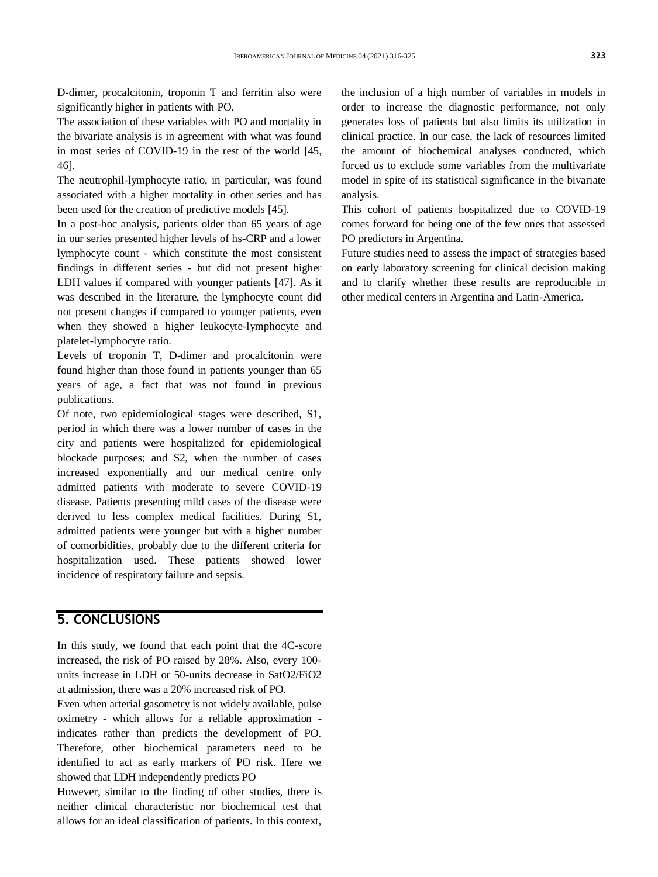D-dimer, procalcitonin, troponin T and ferritin also were significantly higher in patients with PO.

The association of these variables with PO and mortality in the bivariate analysis is in agreement with what was found in most series of COVID-19 in the rest of the world [45, 46].

The neutrophil-lymphocyte ratio, in particular, was found associated with a higher mortality in other series and has been used for the creation of predictive models [45].

In a post-hoc analysis, patients older than 65 years of age in our series presented higher levels of hs-CRP and a lower lymphocyte count - which constitute the most consistent findings in different series - but did not present higher LDH values if compared with younger patients [47]. As it was described in the literature, the lymphocyte count did not present changes if compared to younger patients, even when they showed a higher leukocyte-lymphocyte and platelet-lymphocyte ratio.

Levels of troponin T, D-dimer and procalcitonin were found higher than those found in patients younger than 65 years of age, a fact that was not found in previous publications.

Of note, two epidemiological stages were described, S1, period in which there was a lower number of cases in the city and patients were hospitalized for epidemiological blockade purposes; and S2, when the number of cases increased exponentially and our medical centre only admitted patients with moderate to severe COVID-19 disease. Patients presenting mild cases of the disease were derived to less complex medical facilities. During S1, admitted patients were younger but with a higher number of comorbidities, probably due to the different criteria for hospitalization used. These patients showed lower incidence of respiratory failure and sepsis.

## 5. CONCLUSIONS

In this study, we found that each point that the 4C-score increased, the risk of PO raised by 28%. Also, every 100-units increase in LDH or 50-units decrease in $SatO_2/FiO_2$ at admission, there was a 20% increased risk of PO.

Even when arterial gasometry is not widely available, pulse oximetry - which allows for a reliable approximation - indicates rather than predicts the development of PO. Therefore, other biochemical parameters need to be identified to act as early markers of PO risk. Here we showed that LDH independently predicts PO

However, similar to the finding of other studies, there is neither clinical characteristic nor biochemical test that allows for an ideal classification of patients. In this context, the inclusion of a high number of variables in models in order to increase the diagnostic performance, not only generates loss of patients but also limits its utilization in clinical practice. In our case, the lack of resources limited the amount of biochemical analyses conducted, which forced us to exclude some variables from the multivariate model in spite of its statistical significance in the bivariate analysis.

This cohort of patients hospitalized due to COVID-19 comes forward for being one of the few ones that assessed PO predictors in Argentina.

Future studies need to assess the impact of strategies based on early laboratory screening for clinical decision making and to clarify whether these results are reproducible in other medical centers in Argentina and Latin-America.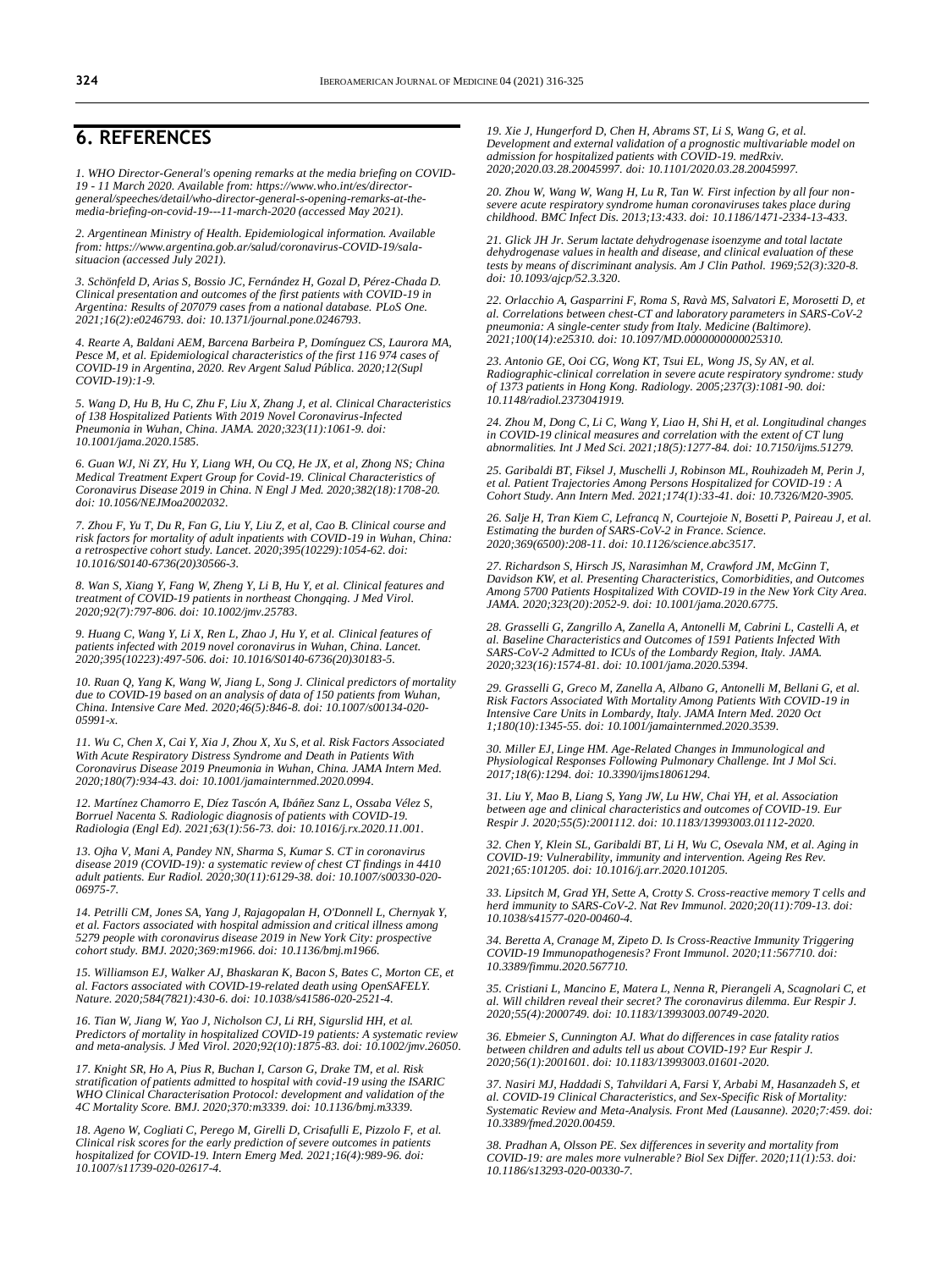## 6. REFERENCES

*1. WHO Director-General's opening remarks at the media briefing on COVID-19 - 11 March 2020. Available from: https://www.who.int/es/director-general/speeches/detail/who-director-general-s-opening-remarks-at-the-media-briefing-on-covid-19---11-march-2020 (accessed May 2021).*

*2. Argentinean Ministry of Health. Epidemiological information. Available from: https://www.argentina.gob.ar/salud/coronavirus-COVID-19/sala-situacion (accessed July 2021).*

*3. Schönfeld D, Arias S, Bossio JC, Fernández H, Gozal D, Pérez-Chada D. Clinical presentation and outcomes of the first patients with COVID-19 in Argentina: Results of 207079 cases from a national database. PLoS One. 2021;16(2):e0246793. doi: 10.1371/journal.pone.0246793.*

*4. Rearte A, Baldani AEM, Barcena Barbeira P, Domínguez CS, Laurora MA, Pesce M, et al. Epidemiological characteristics of the first 116 974 cases of COVID-19 in Argentina, 2020. Rev Argent Salud Pública. 2020;12(Supl COVID-19):1-9.*

*5. Wang D, Hu B, Hu C, Zhu F, Liu X, Zhang J, et al. Clinical Characteristics of 138 Hospitalized Patients With 2019 Novel Coronavirus-Infected Pneumonia in Wuhan, China. JAMA. 2020;323(11):1061-9. doi: 10.1001/jama.2020.1585.*

*6. Guan WJ, Ni ZY, Hu Y, Liang WH, Ou CQ, He JX, et al, Zhong NS; China Medical Treatment Expert Group for Covid-19. Clinical Characteristics of Coronavirus Disease 2019 in China. N Engl J Med. 2020;382(18):1708-20. doi: 10.1056/NEJMoa2002032.*

*7. Zhou F, Yu T, Du R, Fan G, Liu Y, Liu Z, et al, Cao B. Clinical course and risk factors for mortality of adult inpatients with COVID-19 in Wuhan, China: a retrospective cohort study. Lancet. 2020;395(10229):1054-62. doi: 10.1016/S0140-6736(20)30566-3.*

*8. Wan S, Xiang Y, Fang W, Zheng Y, Li B, Hu Y, et al. Clinical features and treatment of COVID-19 patients in northeast Chongqing. J Med Virol. 2020;92(7):797-806. doi: 10.1002/jmv.25783.*

*9. Huang C, Wang Y, Li X, Ren L, Zhao J, Hu Y, et al. Clinical features of patients infected with 2019 novel coronavirus in Wuhan, China. Lancet. 2020;395(10223):497-506. doi: 10.1016/S0140-6736(20)30183-5.*

*10. Ruan Q, Yang K, Wang W, Jiang L, Song J. Clinical predictors of mortality due to COVID-19 based on an analysis of data of 150 patients from Wuhan, China. Intensive Care Med. 2020;46(5):846-8. doi: 10.1007/s00134-020-05991-x.*

*11. Wu C, Chen X, Cai Y, Xia J, Zhou X, Xu S, et al. Risk Factors Associated With Acute Respiratory Distress Syndrome and Death in Patients With Coronavirus Disease 2019 Pneumonia in Wuhan, China. JAMA Intern Med. 2020;180(7):934-43. doi: 10.1001/jamainternmed.2020.0994.*

*12. Martínez Chamorro E, Díez Tascón A, Ibáñez Sanz L, Ossaba Vélez S, Borruel Nacenta S. Radiologic diagnosis of patients with COVID-19. Radiologia (Engl Ed). 2021;63(1):56-73. doi: 10.1016/j.rx.2020.11.001.*

*13. Ojha V, Mani A, Pandey NN, Sharma S, Kumar S. CT in coronavirus disease 2019 (COVID-19): a systematic review of chest CT findings in 4410 adult patients. Eur Radiol. 2020;30(11):6129-38. doi: 10.1007/s00330-020-06975-7.*

*14. Petrilli CM, Jones SA, Yang J, Rajagopalan H, O'Donnell L, Chernyak Y, et al. Factors associated with hospital admission and critical illness among 5279 people with coronavirus disease 2019 in New York City: prospective cohort study. BMJ. 2020;369:m1966. doi: 10.1136/bmj.m1966.*

*15. Williamson EJ, Walker AJ, Bhaskaran K, Bacon S, Bates C, Morton CE, et al. Factors associated with COVID-19-related death using OpenSAFELY. Nature. 2020;584(7821):430-6. doi: 10.1038/s41586-020-2521-4.*

*16. Tian W, Jiang W, Yao J, Nicholson CJ, Li RH, Sigurslid HH, et al. Predictors of mortality in hospitalized COVID-19 patients: A systematic review and meta-analysis. J Med Virol. 2020;92(10):1875-83. doi: 10.1002/jmv.26050.*

*17. Knight SR, Ho A, Pius R, Buchan I, Carson G, Drake TM, et al. Risk stratification of patients admitted to hospital with covid-19 using the ISARIC WHO Clinical Characterisation Protocol: development and validation of the 4C Mortality Score. BMJ. 2020;370:m3339. doi: 10.1136/bmj.m3339.*

*18. Ageno W, Cogliati C, Perego M, Girelli D, Crisafulli E, Pizzolo F, et al. Clinical risk scores for the early prediction of severe outcomes in patients hospitalized for COVID-19. Intern Emerg Med. 2021;16(4):989-96. doi: 10.1007/s11739-020-02617-4.*

*19. Xie J, Hungerford D, Chen H, Abrams ST, Li S, Wang G, et al. Development and external validation of a prognostic multivariable model on admission for hospitalized patients with COVID-19. medRxiv. 2020;2020.03.28.20045997. doi: 10.1101/2020.03.28.20045997.*

*20. Zhou W, Wang W, Wang H, Lu R, Tan W. First infection by all four non-severe acute respiratory syndrome human coronaviruses takes place during childhood. BMC Infect Dis. 2013;13:433. doi: 10.1186/1471-2334-13-433.*

*21. Glick JH Jr. Serum lactate dehydrogenase isoenzyme and total lactate dehydrogenase values in health and disease, and clinical evaluation of these tests by means of discriminant analysis. Am J Clin Pathol. 1969;52(3):320-8. doi: 10.1093/ajcp/52.3.320.*

*22. Orlacchio A, Gasparrini F, Roma S, Ravà MS, Salvatori E, Morosetti D, et al. Correlations between chest-CT and laboratory parameters in SARS-CoV-2 pneumonia: A single-center study from Italy. Medicine (Baltimore). 2021;100(14):e25310. doi: 10.1097/MD.0000000000025310.*

*23. Antonio GE, Ooi CG, Wong KT, Tsui EL, Wong JS, Sy AN, et al. Radiographic-clinical correlation in severe acute respiratory syndrome: study of 1373 patients in Hong Kong. Radiology. 2005;237(3):1081-90. doi: 10.1148/radiol.2373041919.*

*24. Zhou M, Dong C, Li C, Wang Y, Liao H, Shi H, et al. Longitudinal changes in COVID-19 clinical measures and correlation with the extent of CT lung abnormalities. Int J Med Sci. 2021;18(5):1277-84. doi: 10.7150/ijms.51279.*

*25. Garibaldi BT, Fiksel J, Muschelli J, Robinson ML, Rouhizadeh M, Perin J, et al. Patient Trajectories Among Persons Hospitalized for COVID-19 : A Cohort Study. Ann Intern Med. 2021;174(1):33-41. doi: 10.7326/M20-3905.*

*26. Salje H, Tran Kiem C, Lefrancq N, Courtejoie N, Bosetti P, Paireau J, et al. Estimating the burden of SARS-CoV-2 in France. Science. 2020;369(6500):208-11. doi: 10.1126/science.abc3517.*

*27. Richardson S, Hirsch JS, Narasimhan M, Crawford JM, McGinn T, Davidson KW, et al. Presenting Characteristics, Comorbidities, and Outcomes Among 5700 Patients Hospitalized With COVID-19 in the New York City Area. JAMA. 2020;323(20):2052-9. doi: 10.1001/jama.2020.6775.*

*28. Grasselli G, Zangrillo A, Zanella A, Antonelli M, Cabrini L, Castelli A, et al. Baseline Characteristics and Outcomes of 1591 Patients Infected With SARS-CoV-2 Admitted to ICUs of the Lombardy Region, Italy. JAMA. 2020;323(16):1574-81. doi: 10.1001/jama.2020.5394.*

*29. Grasselli G, Greco M, Zanella A, Albano G, Antonelli M, Bellani G, et al. Risk Factors Associated With Mortality Among Patients With COVID-19 in Intensive Care Units in Lombardy, Italy. JAMA Intern Med. 2020 Oct 1;180(10):1345-55. doi: 10.1001/jamainternmed.2020.3539.*

*30. Miller EJ, Linge HM. Age-Related Changes in Immunological and Physiological Responses Following Pulmonary Challenge. Int J Mol Sci. 2017;18(6):1294. doi: 10.3390/ijms18061294.*

*31. Liu Y, Mao B, Liang S, Yang JW, Lu HW, Chai YH, et al. Association between age and clinical characteristics and outcomes of COVID-19. Eur Respir J. 2020;55(5):2001112. doi: 10.1183/13993003.01112-2020.*

*32. Chen Y, Klein SL, Garibaldi BT, Li H, Wu C, Osevala NM, et al. Aging in COVID-19: Vulnerability, immunity and intervention. Ageing Res Rev. 2021;65:101205. doi: 10.1016/j.arr.2020.101205.*

*33. Lipsitch M, Grad YH, Sette A, Crotty S. Cross-reactive memory T cells and herd immunity to SARS-CoV-2. Nat Rev Immunol. 2020;20(11):709-13. doi: 10.1038/s41577-020-00460-4.*

*34. Beretta A, Cranage M, Zipeto D. Is Cross-Reactive Immunity Triggering COVID-19 Immunopathogenesis? Front Immunol. 2020;11:567710. doi: 10.3389/fimmu.2020.567710.*

*35. Cristiani L, Mancino E, Matera L, Nenna R, Pierangeli A, Scagnolari C, et al. Will children reveal their secret? The coronavirus dilemma. Eur Respir J. 2020;55(4):2000749. doi: 10.1183/13993003.00749-2020.*

*36. Ebmeier S, Cunnington AJ. What do differences in case fatality ratios between children and adults tell us about COVID-19? Eur Respir J. 2020;56(1):2001601. doi: 10.1183/13993003.01601-2020.*

*37. Nasiri MJ, Haddadi S, Tahvildari A, Farsi Y, Arbabi M, Hasanzadeh S, et al. COVID-19 Clinical Characteristics, and Sex-Specific Risk of Mortality: Systematic Review and Meta-Analysis. Front Med (Lausanne). 2020;7:459. doi: 10.3389/fmed.2020.00459.*

*38. Pradhan A, Olsson PE. Sex differences in severity and mortality from COVID-19: are males more vulnerable? Biol Sex Differ. 2020;11(1):53. doi: 10.1186/s13293-020-00330-7.*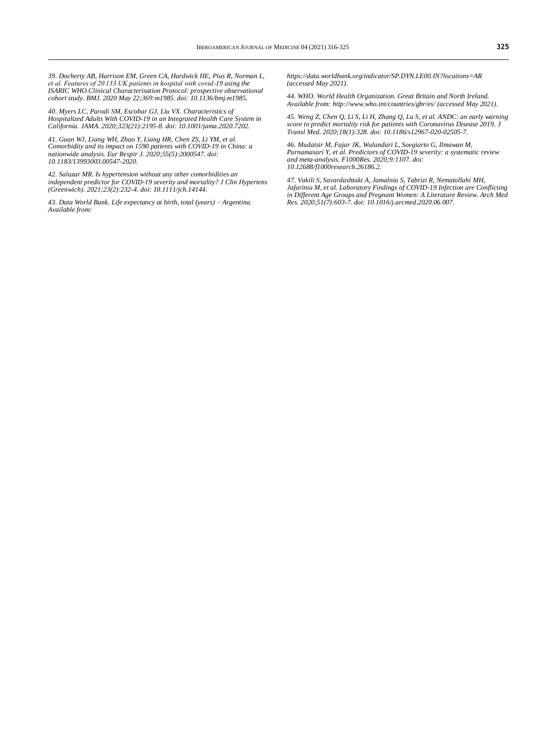*39. Docherty AB, Harrison EM, Green CA, Hardwick HE, Pius R, Norman L, et al. Features of 20 133 UK patients in hospital with covid-19 using the ISARIC WHO Clinical Characterisation Protocol: prospective observational cohort study. BMJ. 2020 May 22;369:m1985. doi: 10.1136/bmj.m1985.*

*40. Myers LC, Parodi SM, Escobar GJ, Liu VX. Characteristics of Hospitalized Adults With COVID-19 in an Integrated Health Care System in California. JAMA. 2020;323(21):2195-8. doi: 10.1001/jama.2020.7202.*

*41. Guan WJ, Liang WH, Zhao Y, Liang HR, Chen ZS, Li YM, et al. Comorbidity and its impact on 1590 patients with COVID-19 in China: a nationwide analysis. Eur Respir J. 2020;55(5):2000547. doi: 10.1183/13993003.00547-2020.*

*42. Salazar MR. Is hypertension without any other comorbidities an independent predictor for COVID-19 severity and mortality? J Clin Hypertens (Greenwich). 2021;23(2):232-4. doi: 10.1111/jch.14144.*

*43. Data World Bank. Life expectancy at birth, total (years) – Argentina. Available from: https://data.worldbank.org/indicator/SP.DYN.LE00.IN?locations=AR (accessed May 2021).*

*44. WHO. World Health Organization. Great Britain and North Ireland. Available from: http://www.who.int/countries/gbr/es/ (accessed May 2021).*

*45. Weng Z, Chen Q, Li S, Li H, Zhang Q, Lu S, et al. ANDC: an early warning score to predict mortality risk for patients with Coronavirus Disease 2019. J Transl Med. 2020;18(1):328. doi: 10.1186/s12967-020-02505-7.*

*46. Mudatsir M, Fajar JK, Wulandari L, Soegiarto G, Ilmawan M, Purnamasari Y, et al. Predictors of COVID-19 severity: a systematic review and meta-analysis. F1000Res. 2020;9:1107. doi: 10.12688/f1000research.26186.2.*

*47. Vakili S, Savardashtaki A, Jamalnia S, Tabrizi R, Nematollahi MH, Jafarinia M, et al. Laboratory Findings of COVID-19 Infection are Conflicting in Different Age Groups and Pregnant Women: A Literature Review. Arch Med Res. 2020;51(7):603-7. doi: 10.1016/j.arcmed.2020.06.007.*